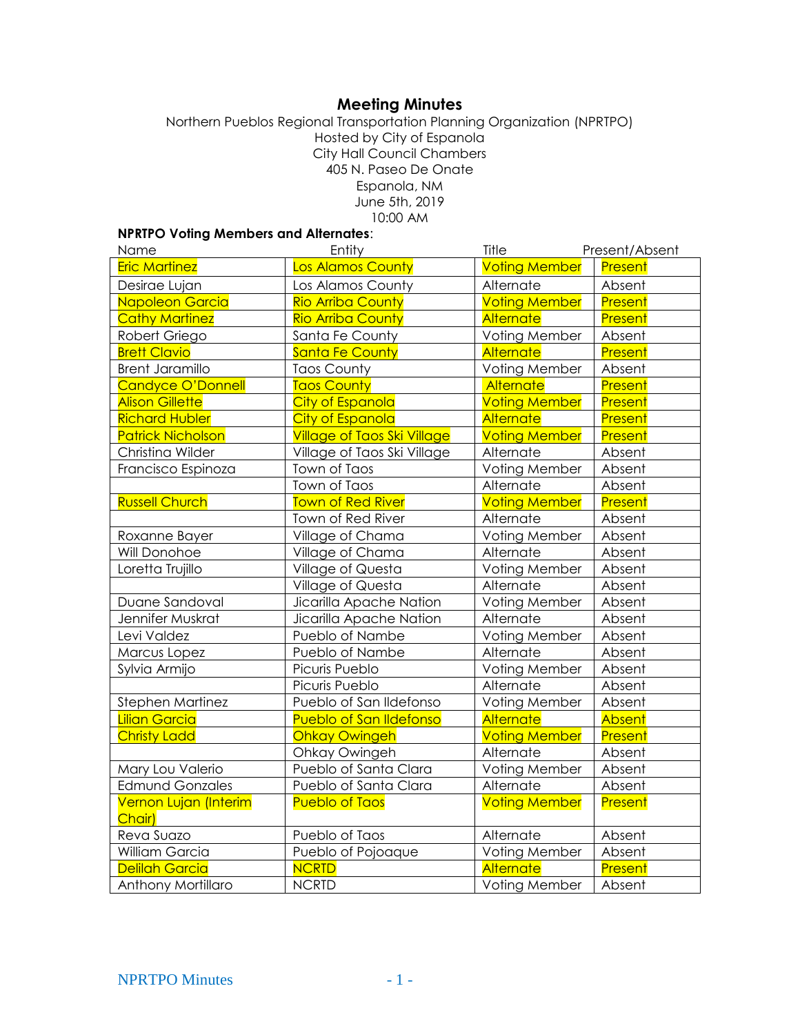# Meeting Minutes

Northern Pueblos Regional Transportation Planning Organization (NPRTPO)
Hosted by City of Espanola
City Hall Council Chambers
405 N. Paseo De Onate
Espanola, NM
June 5th, 2019
10:00 AM

**NPRTPO Voting Members and Alternates**:

| Name | Entity | Title | Present/Absent |
|---|---|---|---|
| Eric Martinez | Los Alamos County | Voting Member | Present |
| Desirae Lujan | Los Alamos County | Alternate | Absent |
| Napoleon Garcia | Rio Arriba County | Voting Member | Present |
| Cathy Martinez | Rio Arriba County | Alternate | Present |
| Robert Griego | Santa Fe County | Voting Member | Absent |
| Brett Clavio | Santa Fe County | Alternate | Present |
| Brent Jaramillo | Taos County | Voting Member | Absent |
| Candyce O'Donnell | Taos County | Alternate | Present |
| Alison Gillette | City of Espanola | Voting Member | Present |
| Richard Hubler | City of Espanola | Alternate | Present |
| Patrick Nicholson | Village of Taos Ski Village | Voting Member | Present |
| Christina Wilder | Village of Taos Ski Village | Alternate | Absent |
| Francisco Espinoza | Town of Taos | Voting Member | Absent |
| | Town of Taos | Alternate | Absent |
| Russell Church | Town of Red River | Voting Member | Present |
| | Town of Red River | Alternate | Absent |
| Roxanne Bayer | Village of Chama | Voting Member | Absent |
| Will Donohoe | Village of Chama | Alternate | Absent |
| Loretta Trujillo | Village of Questa | Voting Member | Absent |
| | Village of Questa | Alternate | Absent |
| Duane Sandoval | Jicarilla Apache Nation | Voting Member | Absent |
| Jennifer Muskrat | Jicarilla Apache Nation | Alternate | Absent |
| Levi Valdez | Pueblo of Nambe | Voting Member | Absent |
| Marcus Lopez | Pueblo of Nambe | Alternate | Absent |
| Sylvia Armijo | Picuris Pueblo | Voting Member | Absent |
| | Picuris Pueblo | Alternate | Absent |
| Stephen Martinez | Pueblo of San Ildefonso | Voting Member | Absent |
| Lilian Garcia | Pueblo of San Ildefonso | Alternate | Absent |
| Christy Ladd | Ohkay Owingeh | Voting Member | Present |
| | Ohkay Owingeh | Alternate | Absent |
| Mary Lou Valerio | Pueblo of Santa Clara | Voting Member | Absent |
| Edmund Gonzales | Pueblo of Santa Clara | Alternate | Absent |
| Vernon Lujan (Interim Chair) | Pueblo of Taos | Voting Member | Present |
| Reva Suazo | Pueblo of Taos | Alternate | Absent |
| William Garcia | Pueblo of Pojoaque | Voting Member | Absent |
| Delilah Garcia | NCRTD | Alternate | Present |
| Anthony Mortillaro | NCRTD | Voting Member | Absent |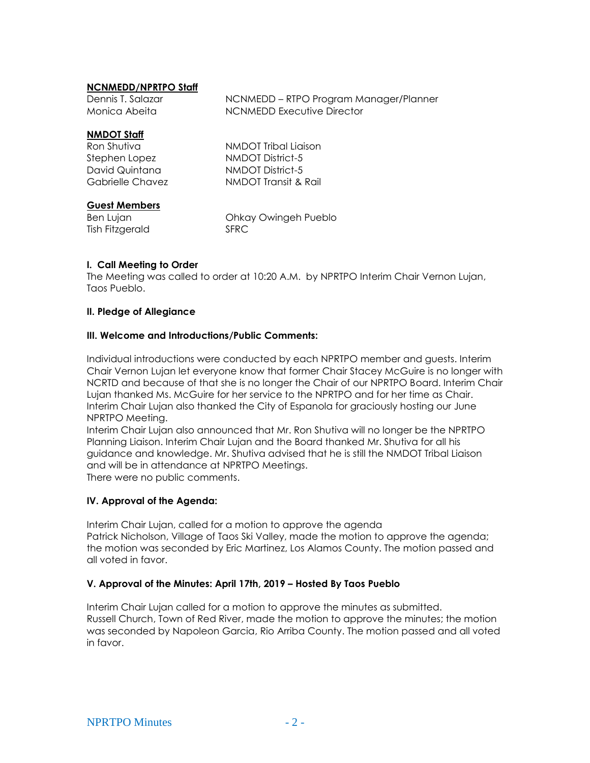**NCNMEDD/NPRTPO Staff**

| | |
|---|---|
| Dennis T. Salazar | NCNMEDD – RTPO Program Manager/Planner |
| Monica Abeita | NCNMEDD Executive Director |

**NMDOT Staff**

| | |
|---|---|
| Ron Shutiva | NMDOT Tribal Liaison |
| Stephen Lopez | NMDOT District-5 |
| David Quintana | NMDOT District-5 |
| Gabrielle Chavez | NMDOT Transit & Rail |

**Guest Members**

| | |
|---|---|
| Ben Lujan | Ohkay Owingeh Pueblo |
| Tish Fitzgerald | SFRC |

**I. Call Meeting to Order**

The Meeting was called to order at 10:20 A.M. by NPRTPO Interim Chair Vernon Lujan, Taos Pueblo.

**II. Pledge of Allegiance**

**III. Welcome and Introductions/Public Comments:**

Individual introductions were conducted by each NPRTPO member and guests. Interim Chair Vernon Lujan let everyone know that former Chair Stacey McGuire is no longer with NCRTD and because of that she is no longer the Chair of our NPRTPO Board. Interim Chair Lujan thanked Ms. McGuire for her service to the NPRTPO and for her time as Chair. Interim Chair Lujan also thanked the City of Espanola for graciously hosting our June NPRTPO Meeting.

Interim Chair Lujan also announced that Mr. Ron Shutiva will no longer be the NPRTPO Planning Liaison. Interim Chair Lujan and the Board thanked Mr. Shutiva for all his guidance and knowledge. Mr. Shutiva advised that he is still the NMDOT Tribal Liaison and will be in attendance at NPRTPO Meetings.

There were no public comments.

**IV. Approval of the Agenda:**

Interim Chair Lujan, called for a motion to approve the agenda

Patrick Nicholson, Village of Taos Ski Valley, made the motion to approve the agenda; the motion was seconded by Eric Martinez, Los Alamos County. The motion passed and all voted in favor.

**V. Approval of the Minutes: April 17th, 2019 – Hosted By Taos Pueblo**

Interim Chair Lujan called for a motion to approve the minutes as submitted.

Russell Church, Town of Red River, made the motion to approve the minutes; the motion was seconded by Napoleon Garcia, Rio Arriba County. The motion passed and all voted in favor.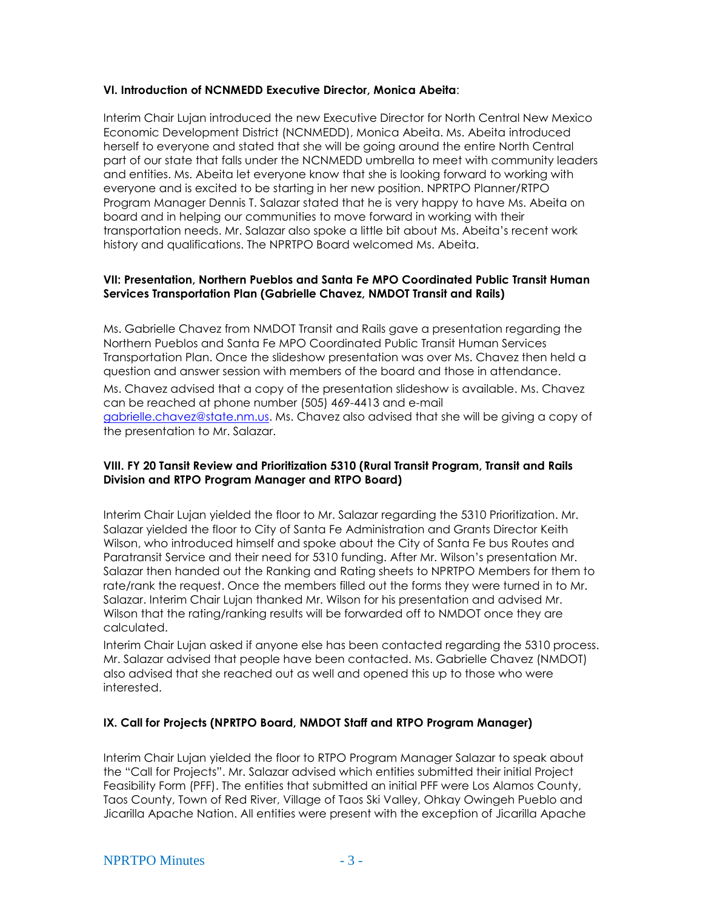### VI. Introduction of NCNMEDD Executive Director, Monica Abeita:

Interim Chair Lujan introduced the new Executive Director for North Central New Mexico Economic Development District (NCNMEDD), Monica Abeita. Ms. Abeita introduced herself to everyone and stated that she will be going around the entire North Central part of our state that falls under the NCNMEDD umbrella to meet with community leaders and entities. Ms. Abeita let everyone know that she is looking forward to working with everyone and is excited to be starting in her new position. NPRTPO Planner/RTPO Program Manager Dennis T. Salazar stated that he is very happy to have Ms. Abeita on board and in helping our communities to move forward in working with their transportation needs. Mr. Salazar also spoke a little bit about Ms. Abeita's recent work history and qualifications. The NPRTPO Board welcomed Ms. Abeita.

### VII: Presentation, Northern Pueblos and Santa Fe MPO Coordinated Public Transit Human Services Transportation Plan (Gabrielle Chavez, NMDOT Transit and Rails)

Ms. Gabrielle Chavez from NMDOT Transit and Rails gave a presentation regarding the Northern Pueblos and Santa Fe MPO Coordinated Public Transit Human Services Transportation Plan. Once the slideshow presentation was over Ms. Chavez then held a question and answer session with members of the board and those in attendance.

Ms. Chavez advised that a copy of the presentation slideshow is available. Ms. Chavez can be reached at phone number (505) 469-4413 and e-mail gabrielle.chavez@state.nm.us. Ms. Chavez also advised that she will be giving a copy of the presentation to Mr. Salazar.

### VIII. FY 20 Tansit Review and Prioritization 5310 (Rural Transit Program, Transit and Rails Division and RTPO Program Manager and RTPO Board)

Interim Chair Lujan yielded the floor to Mr. Salazar regarding the 5310 Prioritization. Mr. Salazar yielded the floor to City of Santa Fe Administration and Grants Director Keith Wilson, who introduced himself and spoke about the City of Santa Fe bus Routes and Paratransit Service and their need for 5310 funding. After Mr. Wilson's presentation Mr. Salazar then handed out the Ranking and Rating sheets to NPRTPO Members for them to rate/rank the request. Once the members filled out the forms they were turned in to Mr. Salazar. Interim Chair Lujan thanked Mr. Wilson for his presentation and advised Mr. Wilson that the rating/ranking results will be forwarded off to NMDOT once they are calculated.

Interim Chair Lujan asked if anyone else has been contacted regarding the 5310 process. Mr. Salazar advised that people have been contacted. Ms. Gabrielle Chavez (NMDOT) also advised that she reached out as well and opened this up to those who were interested.

### IX. Call for Projects (NPRTPO Board, NMDOT Staff and RTPO Program Manager)

Interim Chair Lujan yielded the floor to RTPO Program Manager Salazar to speak about the "Call for Projects". Mr. Salazar advised which entities submitted their initial Project Feasibility Form (PFF). The entities that submitted an initial PFF were Los Alamos County, Taos County, Town of Red River, Village of Taos Ski Valley, Ohkay Owingeh Pueblo and Jicarilla Apache Nation. All entities were present with the exception of Jicarilla Apache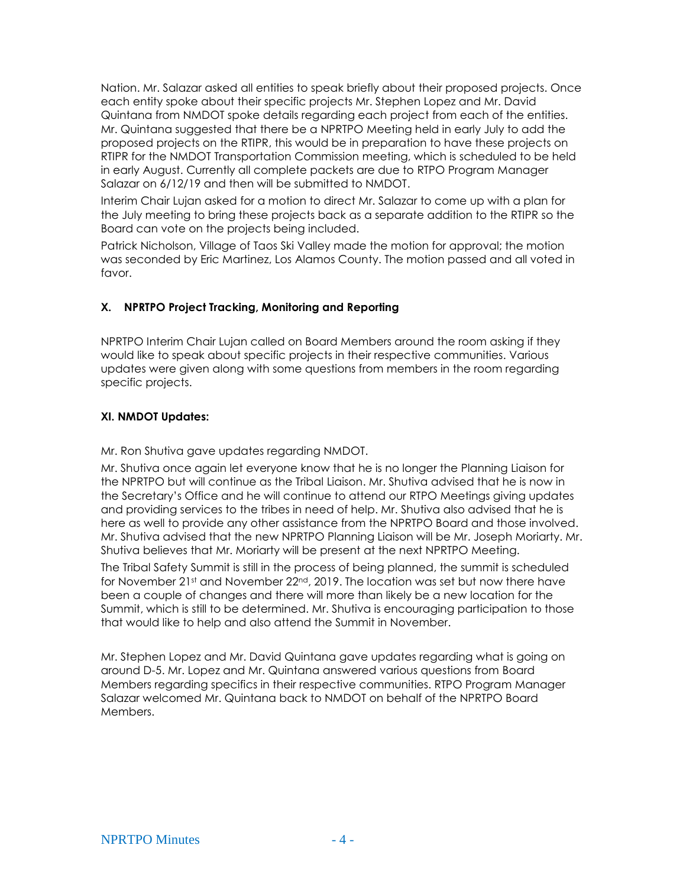Nation. Mr. Salazar asked all entities to speak briefly about their proposed projects. Once each entity spoke about their specific projects Mr. Stephen Lopez and Mr. David Quintana from NMDOT spoke details regarding each project from each of the entities. Mr. Quintana suggested that there be a NPRTPO Meeting held in early July to add the proposed projects on the RTIPR, this would be in preparation to have these projects on RTIPR for the NMDOT Transportation Commission meeting, which is scheduled to be held in early August. Currently all complete packets are due to RTPO Program Manager Salazar on 6/12/19 and then will be submitted to NMDOT.

Interim Chair Lujan asked for a motion to direct Mr. Salazar to come up with a plan for the July meeting to bring these projects back as a separate addition to the RTIPR so the Board can vote on the projects being included.

Patrick Nicholson, Village of Taos Ski Valley made the motion for approval; the motion was seconded by Eric Martinez, Los Alamos County. The motion passed and all voted in favor.

**X. NPRTPO Project Tracking, Monitoring and Reporting**

NPRTPO Interim Chair Lujan called on Board Members around the room asking if they would like to speak about specific projects in their respective communities. Various updates were given along with some questions from members in the room regarding specific projects.

**XI. NMDOT Updates:**

Mr. Ron Shutiva gave updates regarding NMDOT.

Mr. Shutiva once again let everyone know that he is no longer the Planning Liaison for the NPRTPO but will continue as the Tribal Liaison. Mr. Shutiva advised that he is now in the Secretary's Office and he will continue to attend our RTPO Meetings giving updates and providing services to the tribes in need of help. Mr. Shutiva also advised that he is here as well to provide any other assistance from the NPRTPO Board and those involved. Mr. Shutiva advised that the new NPRTPO Planning Liaison will be Mr. Joseph Moriarty. Mr. Shutiva believes that Mr. Moriarty will be present at the next NPRTPO Meeting.

The Tribal Safety Summit is still in the process of being planned, the summit is scheduled for November 21st and November 22nd, 2019. The location was set but now there have been a couple of changes and there will more than likely be a new location for the Summit, which is still to be determined. Mr. Shutiva is encouraging participation to those that would like to help and also attend the Summit in November.

Mr. Stephen Lopez and Mr. David Quintana gave updates regarding what is going on around D-5. Mr. Lopez and Mr. Quintana answered various questions from Board Members regarding specifics in their respective communities. RTPO Program Manager Salazar welcomed Mr. Quintana back to NMDOT on behalf of the NPRTPO Board Members.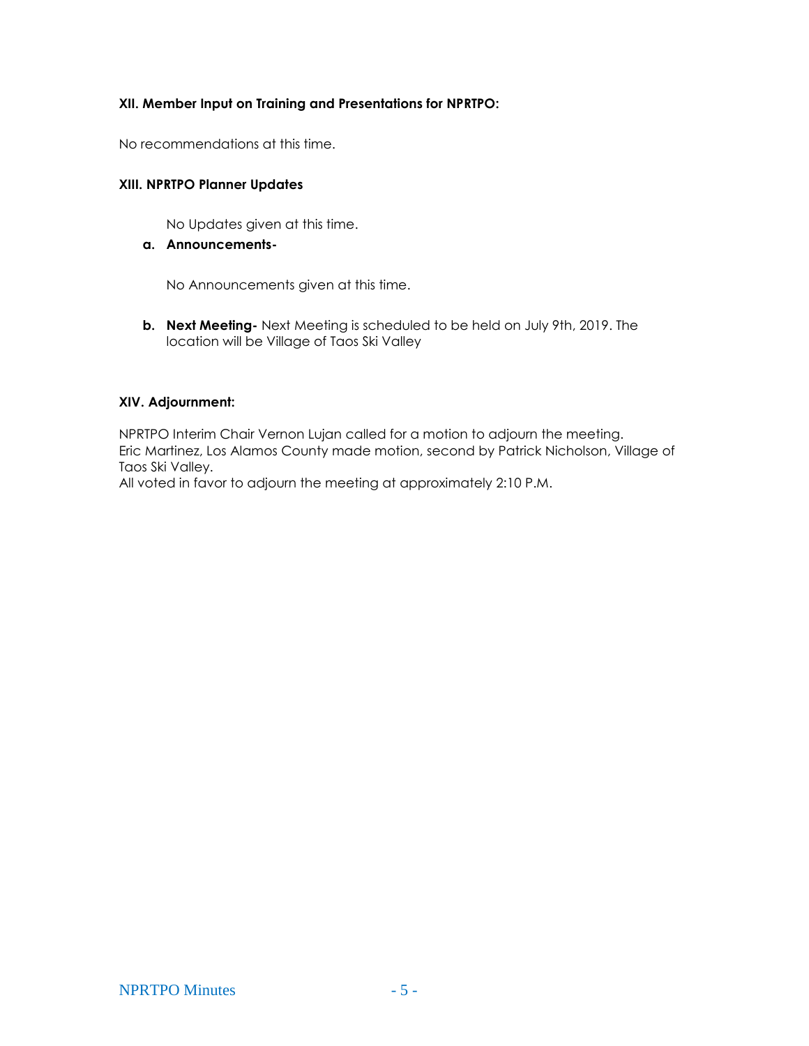**XII. Member Input on Training and Presentations for NPRTPO:**

No recommendations at this time.

**XIII. NPRTPO Planner Updates**

No Updates given at this time.

**a. Announcements-**

No Announcements given at this time.

**b. Next Meeting-** Next Meeting is scheduled to be held on July 9th, 2019. The location will be Village of Taos Ski Valley

**XIV. Adjournment:**

NPRTPO Interim Chair Vernon Lujan called for a motion to adjourn the meeting.
Eric Martinez, Los Alamos County made motion, second by Patrick Nicholson, Village of Taos Ski Valley.
All voted in favor to adjourn the meeting at approximately 2:10 P.M.